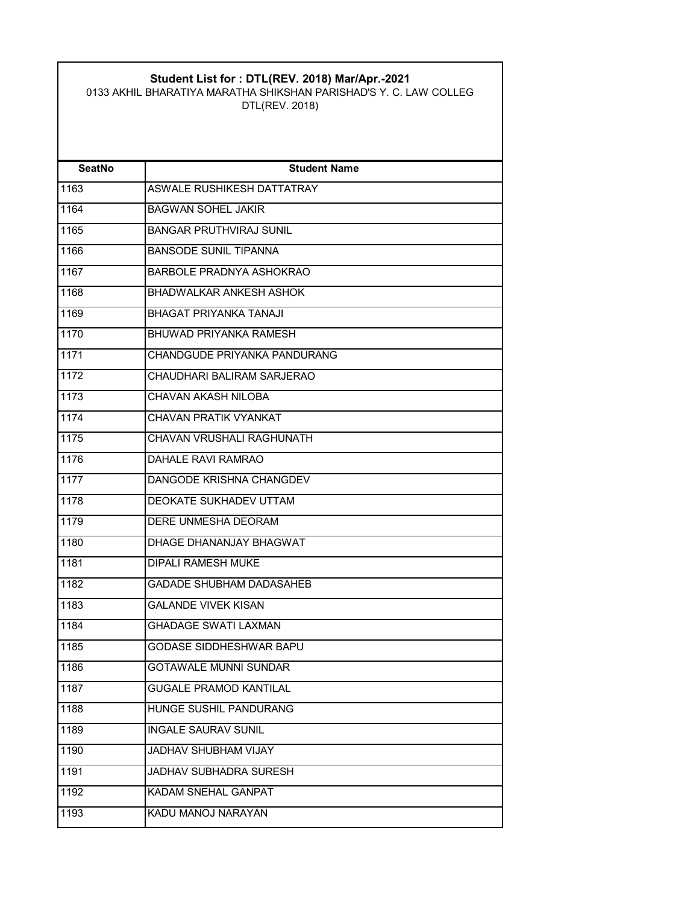**Student List for : DTL(REV. 2018) Mar/Apr.-2021**

0133 AKHIL BHARATIYA MARATHA SHIKSHAN PARISHAD'S Y. C. LAW COLLEG

DTL(REV. 2018)

| SeatNo | Student Name |
|---|---|
| 1163 | ASWALE RUSHIKESH DATTATRAY |
| 1164 | BAGWAN SOHEL JAKIR |
| 1165 | BANGAR PRUTHVIRAJ SUNIL |
| 1166 | BANSODE SUNIL TIPANNA |
| 1167 | BARBOLE PRADNYA ASHOKRAO |
| 1168 | BHADWALKAR ANKESH ASHOK |
| 1169 | BHAGAT PRIYANKA TANAJI |
| 1170 | BHUWAD PRIYANKA RAMESH |
| 1171 | CHANDGUDE PRIYANKA PANDURANG |
| 1172 | CHAUDHARI BALIRAM SARJERAO |
| 1173 | CHAVAN AKASH NILOBA |
| 1174 | CHAVAN PRATIK VYANKAT |
| 1175 | CHAVAN VRUSHALI RAGHUNATH |
| 1176 | DAHALE RAVI RAMRAO |
| 1177 | DANGODE KRISHNA CHANGDEV |
| 1178 | DEOKATE SUKHADEV UTTAM |
| 1179 | DERE UNMESHA DEORAM |
| 1180 | DHAGE DHANANJAY BHAGWAT |
| 1181 | DIPALI RAMESH MUKE |
| 1182 | GADADE SHUBHAM DADASAHEB |
| 1183 | GALANDE VIVEK KISAN |
| 1184 | GHADAGE SWATI LAXMAN |
| 1185 | GODASE SIDDHESHWAR BAPU |
| 1186 | GOTAWALE MUNNI SUNDAR |
| 1187 | GUGALE PRAMOD KANTILAL |
| 1188 | HUNGE SUSHIL PANDURANG |
| 1189 | INGALE SAURAV SUNIL |
| 1190 | JADHAV SHUBHAM VIJAY |
| 1191 | JADHAV SUBHADRA SURESH |
| 1192 | KADAM SNEHAL GANPAT |
| 1193 | KADU MANOJ NARAYAN |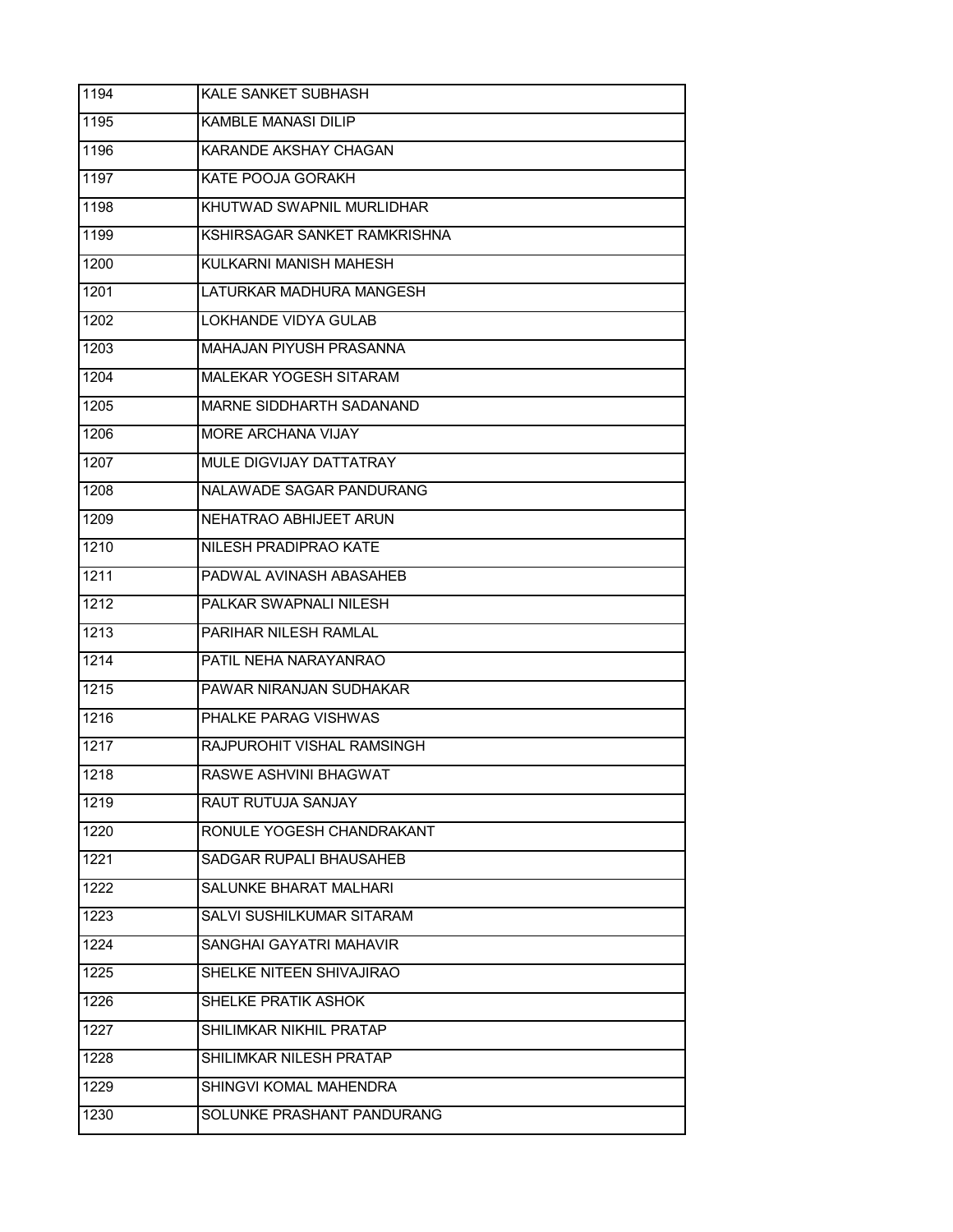| | |
|---|---|
| 1194 | KALE SANKET SUBHASH |
| 1195 | KAMBLE MANASI DILIP |
| 1196 | KARANDE AKSHAY CHAGAN |
| 1197 | KATE POOJA GORAKH |
| 1198 | KHUTWAD SWAPNIL MURLIDHAR |
| 1199 | KSHIRSAGAR SANKET RAMKRISHNA |
| 1200 | KULKARNI MANISH MAHESH |
| 1201 | LATURKAR MADHURA MANGESH |
| 1202 | LOKHANDE VIDYA GULAB |
| 1203 | MAHAJAN PIYUSH PRASANNA |
| 1204 | MALEKAR YOGESH SITARAM |
| 1205 | MARNE SIDDHARTH SADANAND |
| 1206 | MORE ARCHANA VIJAY |
| 1207 | MULE DIGVIJAY DATTATRAY |
| 1208 | NALAWADE SAGAR PANDURANG |
| 1209 | NEHATRAO ABHIJEET ARUN |
| 1210 | NILESH PRADIPRAO KATE |
| 1211 | PADWAL AVINASH ABASAHEB |
| 1212 | PALKAR SWAPNALI NILESH |
| 1213 | PARIHAR NILESH RAMLAL |
| 1214 | PATIL NEHA NARAYANRAO |
| 1215 | PAWAR NIRANJAN SUDHAKAR |
| 1216 | PHALKE PARAG VISHWAS |
| 1217 | RAJPUROHIT VISHAL RAMSINGH |
| 1218 | RASWE ASHVINI BHAGWAT |
| 1219 | RAUT RUTUJA SANJAY |
| 1220 | RONULE YOGESH CHANDRAKANT |
| 1221 | SADGAR RUPALI BHAUSAHEB |
| 1222 | SALUNKE BHARAT MALHARI |
| 1223 | SALVI SUSHILKUMAR SITARAM |
| 1224 | SANGHAI GAYATRI MAHAVIR |
| 1225 | SHELKE NITEEN SHIVAJIRAO |
| 1226 | SHELKE PRATIK ASHOK |
| 1227 | SHILIMKAR NIKHIL PRATAP |
| 1228 | SHILIMKAR NILESH PRATAP |
| 1229 | SHINGVI KOMAL MAHENDRA |
| 1230 | SOLUNKE PRASHANT PANDURANG |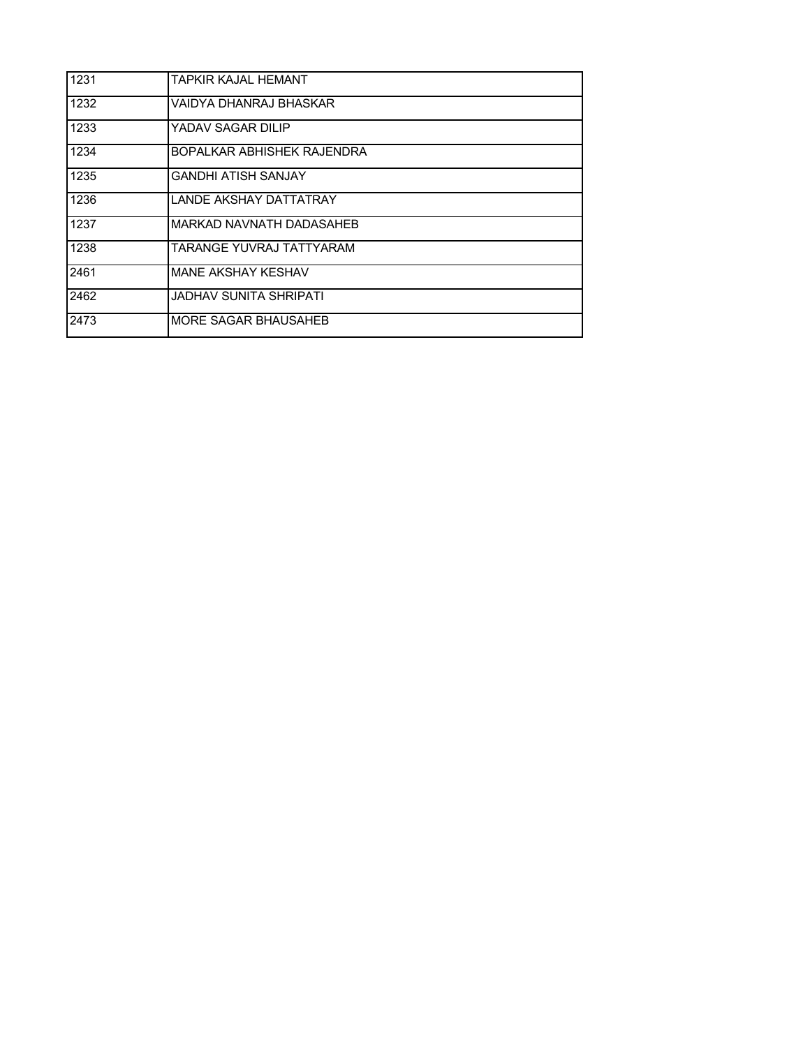| | |
|---|---|
| 1231 | TAPKIR KAJAL HEMANT |
| 1232 | VAIDYA DHANRAJ BHASKAR |
| 1233 | YADAV SAGAR DILIP |
| 1234 | BOPALKAR ABHISHEK RAJENDRA |
| 1235 | GANDHI ATISH SANJAY |
| 1236 | LANDE AKSHAY DATTATRAY |
| 1237 | MARKAD NAVNATH DADASAHEB |
| 1238 | TARANGE YUVRAJ TATTYARAM |
| 2461 | MANE AKSHAY KESHAV |
| 2462 | JADHAV SUNITA SHRIPATI |
| 2473 | MORE SAGAR BHAUSAHEB |